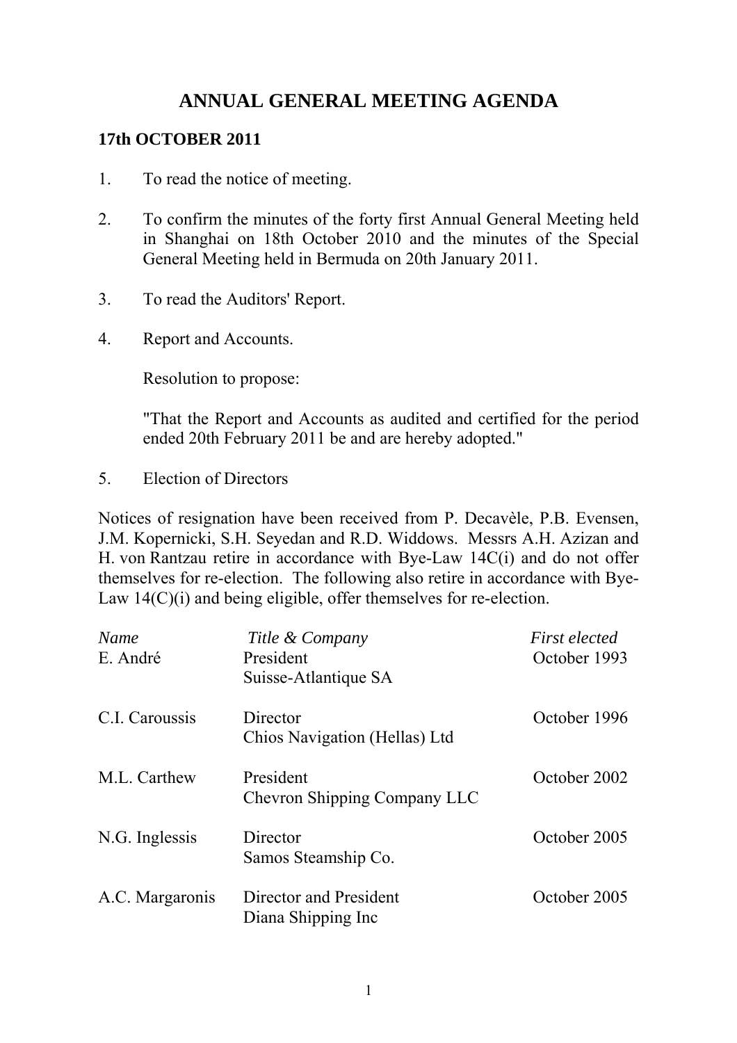# ANNUAL GENERAL MEETING AGENDA

**17th OCTOBER 2011**

1. To read the notice of meeting.

2. To confirm the minutes of the forty first Annual General Meeting held in Shanghai on 18th October 2010 and the minutes of the Special General Meeting held in Bermuda on 20th January 2011.

3. To read the Auditors' Report.

4. Report and Accounts.

   Resolution to propose:

   "That the Report and Accounts as audited and certified for the period ended 20th February 2011 be and are hereby adopted."

5. Election of Directors

Notices of resignation have been received from P. Decavèle, P.B. Evensen, J.M. Kopernicki, S.H. Seyedan and R.D. Widdows. Messrs A.H. Azizan and H. von Rantzau retire in accordance with Bye-Law 14C(i) and do not offer themselves for re-election. The following also retire in accordance with Bye-Law 14(C)(i) and being eligible, offer themselves for re-election.

| *Name* | *Title & Company* | *First elected* |
|---|---|---|
| E. André | President<br>Suisse-Atlantique SA | October 1993 |
| C.I. Caroussis | Director<br>Chios Navigation (Hellas) Ltd | October 1996 |
| M.L. Carthew | President<br>Chevron Shipping Company LLC | October 2002 |
| N.G. Inglessis | Director<br>Samos Steamship Co. | October 2005 |
| A.C. Margaronis | Director and President<br>Diana Shipping Inc | October 2005 |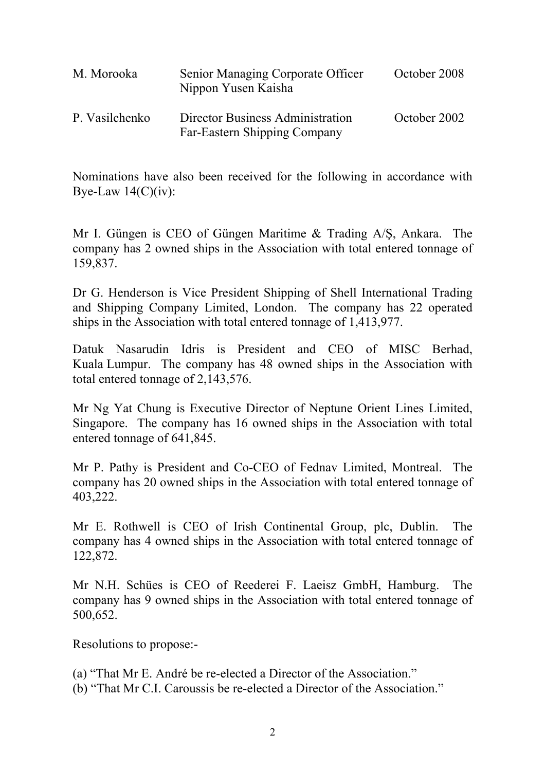| | | |
|---|---|---|
| M. Morooka | Senior Managing Corporate Officer<br>Nippon Yusen Kaisha | October 2008 |
| P. Vasilchenko | Director Business Administration<br>Far-Eastern Shipping Company | October 2002 |

Nominations have also been received for the following in accordance with Bye-Law 14(C)(iv):

Mr I. Güngen is CEO of Güngen Maritime & Trading A/Ş, Ankara. The company has 2 owned ships in the Association with total entered tonnage of 159,837.

Dr G. Henderson is Vice President Shipping of Shell International Trading and Shipping Company Limited, London. The company has 22 operated ships in the Association with total entered tonnage of 1,413,977.

Datuk Nasarudin Idris is President and CEO of MISC Berhad, Kuala Lumpur. The company has 48 owned ships in the Association with total entered tonnage of 2,143,576.

Mr Ng Yat Chung is Executive Director of Neptune Orient Lines Limited, Singapore. The company has 16 owned ships in the Association with total entered tonnage of 641,845.

Mr P. Pathy is President and Co-CEO of Fednav Limited, Montreal. The company has 20 owned ships in the Association with total entered tonnage of 403,222.

Mr E. Rothwell is CEO of Irish Continental Group, plc, Dublin. The company has 4 owned ships in the Association with total entered tonnage of 122,872.

Mr N.H. Schües is CEO of Reederei F. Laeisz GmbH, Hamburg. The company has 9 owned ships in the Association with total entered tonnage of 500,652.

Resolutions to propose:-

(a) "That Mr E. André be re-elected a Director of the Association."
(b) "That Mr C.I. Caroussis be re-elected a Director of the Association."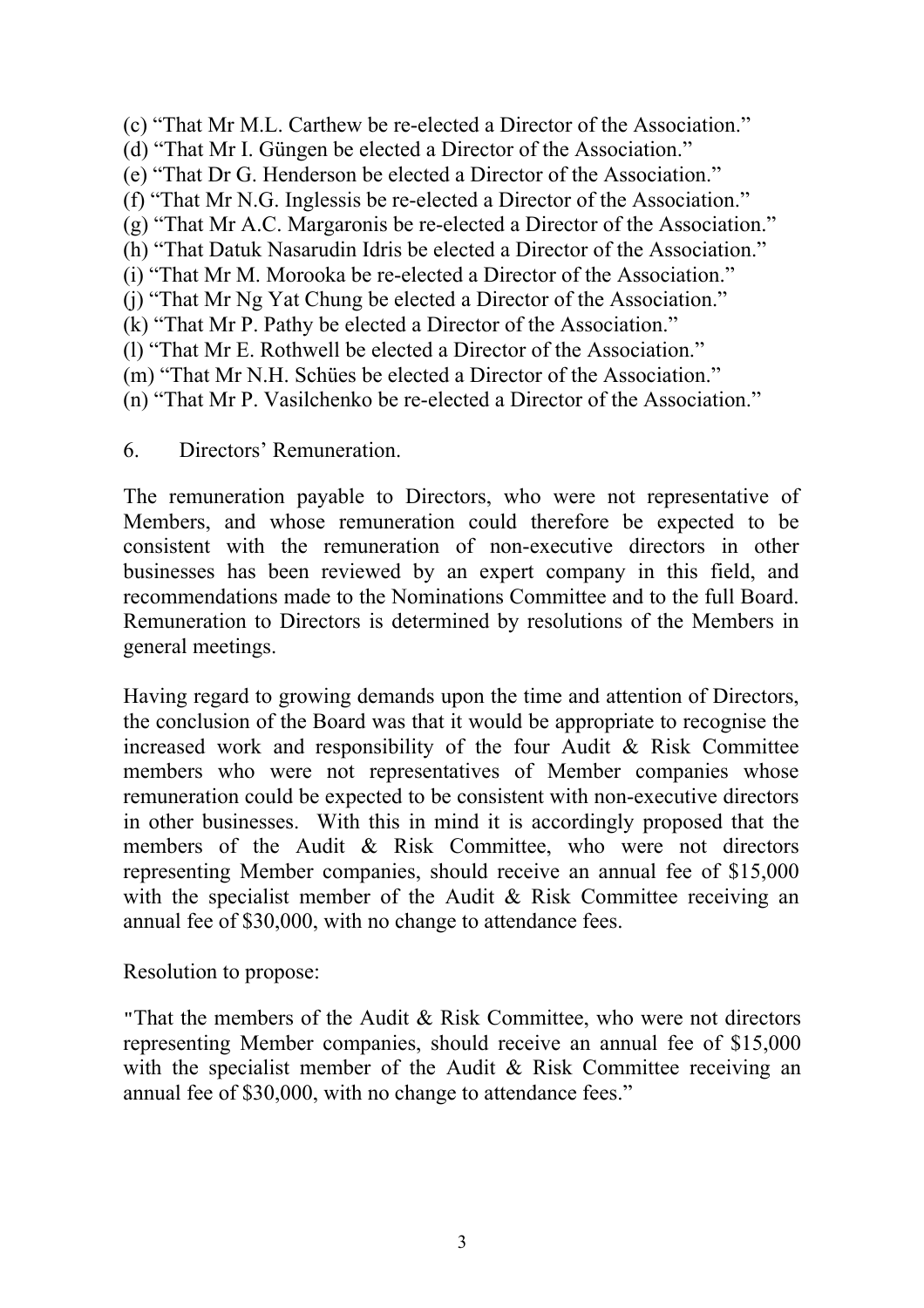(c) "That Mr M.L. Carthew be re-elected a Director of the Association."
(d) "That Mr I. Güngen be elected a Director of the Association."
(e) "That Dr G. Henderson be elected a Director of the Association."
(f) "That Mr N.G. Inglessis be re-elected a Director of the Association."
(g) "That Mr A.C. Margaronis be re-elected a Director of the Association."
(h) "That Datuk Nasarudin Idris be elected a Director of the Association."
(i) "That Mr M. Morooka be re-elected a Director of the Association."
(j) "That Mr Ng Yat Chung be elected a Director of the Association."
(k) "That Mr P. Pathy be elected a Director of the Association."
(l) "That Mr E. Rothwell be elected a Director of the Association."
(m) "That Mr N.H. Schües be elected a Director of the Association."
(n) "That Mr P. Vasilchenko be re-elected a Director of the Association."

6. Directors' Remuneration.

The remuneration payable to Directors, who were not representative of Members, and whose remuneration could therefore be expected to be consistent with the remuneration of non-executive directors in other businesses has been reviewed by an expert company in this field, and recommendations made to the Nominations Committee and to the full Board. Remuneration to Directors is determined by resolutions of the Members in general meetings.

Having regard to growing demands upon the time and attention of Directors, the conclusion of the Board was that it would be appropriate to recognise the increased work and responsibility of the four Audit & Risk Committee members who were not representatives of Member companies whose remuneration could be expected to be consistent with non-executive directors in other businesses. With this in mind it is accordingly proposed that the members of the Audit & Risk Committee, who were not directors representing Member companies, should receive an annual fee of $15,000 with the specialist member of the Audit & Risk Committee receiving an annual fee of $30,000, with no change to attendance fees.

Resolution to propose:

"That the members of the Audit & Risk Committee, who were not directors representing Member companies, should receive an annual fee of $15,000 with the specialist member of the Audit & Risk Committee receiving an annual fee of $30,000, with no change to attendance fees."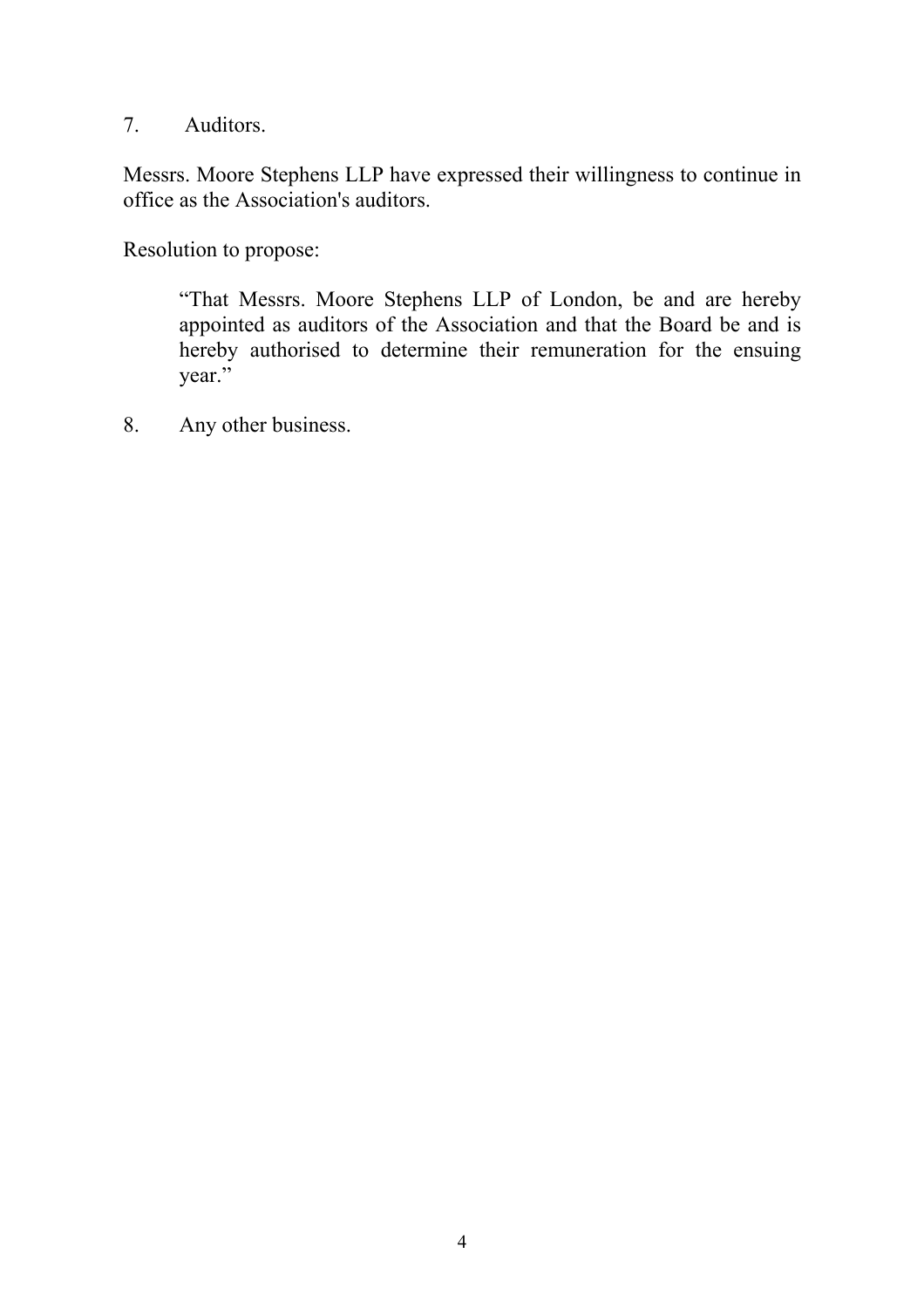7. Auditors.

Messrs. Moore Stephens LLP have expressed their willingness to continue in office as the Association's auditors.

Resolution to propose:

> “That Messrs. Moore Stephens LLP of London, be and are hereby appointed as auditors of the Association and that the Board be and is hereby authorised to determine their remuneration for the ensuing year.”

8. Any other business.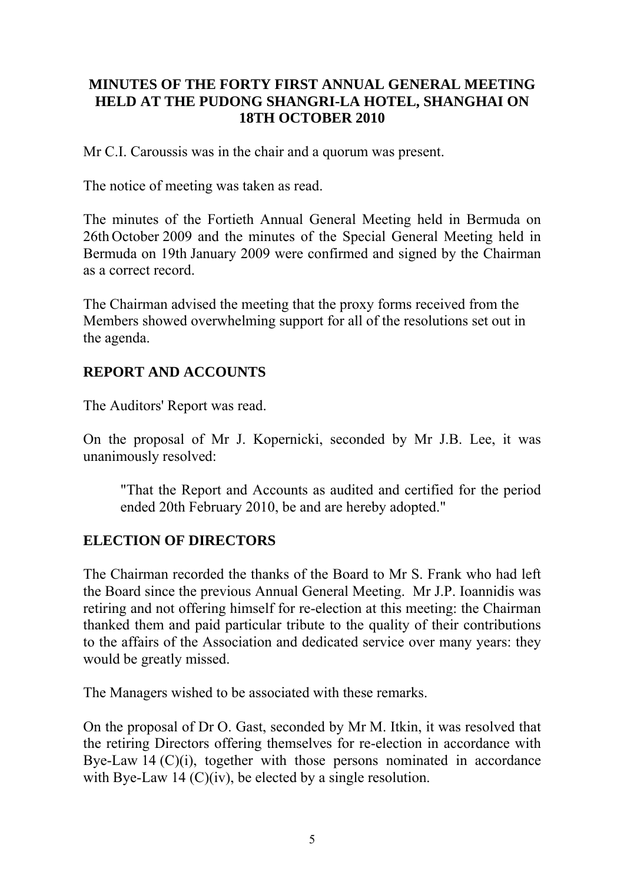# MINUTES OF THE FORTY FIRST ANNUAL GENERAL MEETING HELD AT THE PUDONG SHANGRI-LA HOTEL, SHANGHAI ON 18TH OCTOBER 2010

Mr C.I. Caroussis was in the chair and a quorum was present.

The notice of meeting was taken as read.

The minutes of the Fortieth Annual General Meeting held in Bermuda on 26th October 2009 and the minutes of the Special General Meeting held in Bermuda on 19th January 2009 were confirmed and signed by the Chairman as a correct record.

The Chairman advised the meeting that the proxy forms received from the Members showed overwhelming support for all of the resolutions set out in the agenda.

## REPORT AND ACCOUNTS

The Auditors' Report was read.

On the proposal of Mr J. Kopernicki, seconded by Mr J.B. Lee, it was unanimously resolved:

> "That the Report and Accounts as audited and certified for the period ended 20th February 2010, be and are hereby adopted."

## ELECTION OF DIRECTORS

The Chairman recorded the thanks of the Board to Mr S. Frank who had left the Board since the previous Annual General Meeting. Mr J.P. Ioannidis was retiring and not offering himself for re-election at this meeting: the Chairman thanked them and paid particular tribute to the quality of their contributions to the affairs of the Association and dedicated service over many years: they would be greatly missed.

The Managers wished to be associated with these remarks.

On the proposal of Dr O. Gast, seconded by Mr M. Itkin, it was resolved that the retiring Directors offering themselves for re-election in accordance with Bye-Law 14 (C)(i), together with those persons nominated in accordance with Bye-Law 14 (C)(iv), be elected by a single resolution.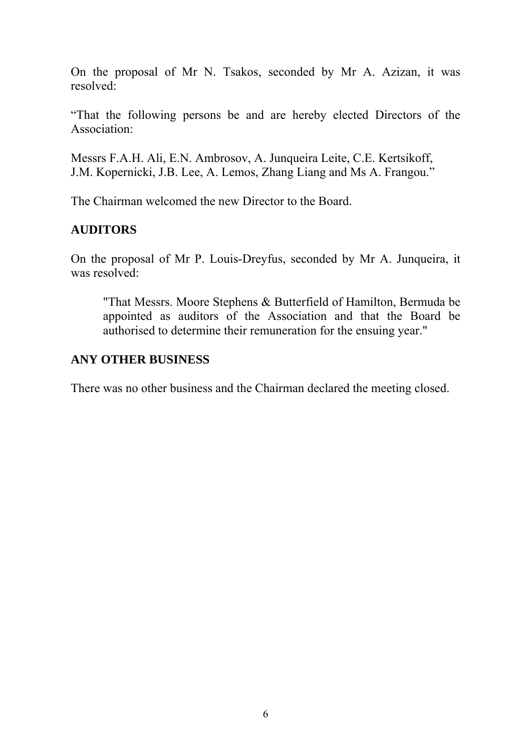On the proposal of Mr N. Tsakos, seconded by Mr A. Azizan, it was resolved:

"That the following persons be and are hereby elected Directors of the Association:

Messrs F.A.H. Ali, E.N. Ambrosov, A. Junqueira Leite, C.E. Kertsikoff, J.M. Kopernicki, J.B. Lee, A. Lemos, Zhang Liang and Ms A. Frangou."

The Chairman welcomed the new Director to the Board.

## AUDITORS

On the proposal of Mr P. Louis-Dreyfus, seconded by Mr A. Junqueira, it was resolved:

> "That Messrs. Moore Stephens & Butterfield of Hamilton, Bermuda be appointed as auditors of the Association and that the Board be authorised to determine their remuneration for the ensuing year."

## ANY OTHER BUSINESS

There was no other business and the Chairman declared the meeting closed.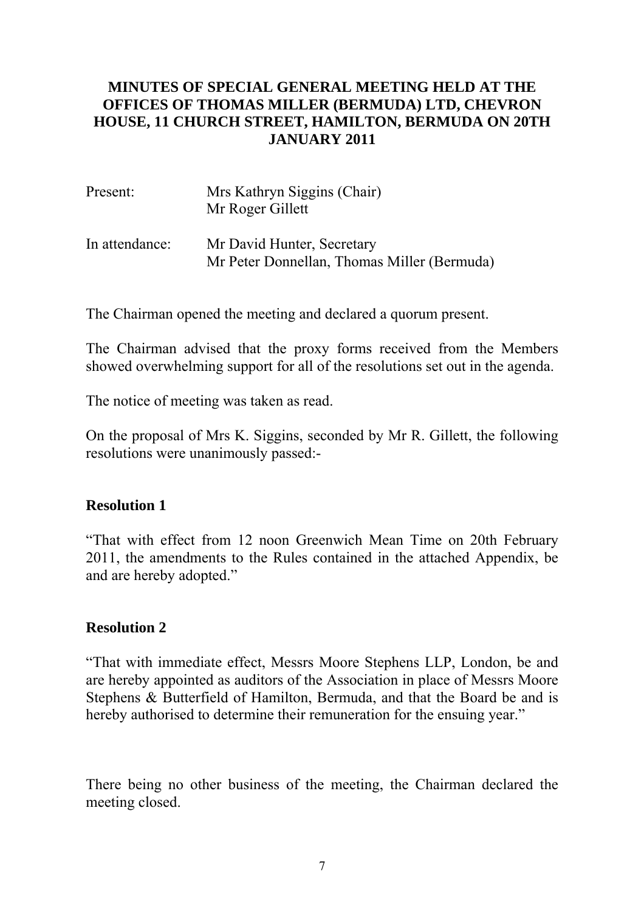# MINUTES OF SPECIAL GENERAL MEETING HELD AT THE OFFICES OF THOMAS MILLER (BERMUDA) LTD, CHEVRON HOUSE, 11 CHURCH STREET, HAMILTON, BERMUDA ON 20TH JANUARY 2011

| | |
|---|---|
| Present: | Mrs Kathryn Siggins (Chair)<br>Mr Roger Gillett |
| In attendance: | Mr David Hunter, Secretary<br>Mr Peter Donnellan, Thomas Miller (Bermuda) |

The Chairman opened the meeting and declared a quorum present.

The Chairman advised that the proxy forms received from the Members showed overwhelming support for all of the resolutions set out in the agenda.

The notice of meeting was taken as read.

On the proposal of Mrs K. Siggins, seconded by Mr R. Gillett, the following resolutions were unanimously passed:-

**Resolution 1**

"That with effect from 12 noon Greenwich Mean Time on 20th February 2011, the amendments to the Rules contained in the attached Appendix, be and are hereby adopted."

**Resolution 2**

"That with immediate effect, Messrs Moore Stephens LLP, London, be and are hereby appointed as auditors of the Association in place of Messrs Moore Stephens & Butterfield of Hamilton, Bermuda, and that the Board be and is hereby authorised to determine their remuneration for the ensuing year."

There being no other business of the meeting, the Chairman declared the meeting closed.